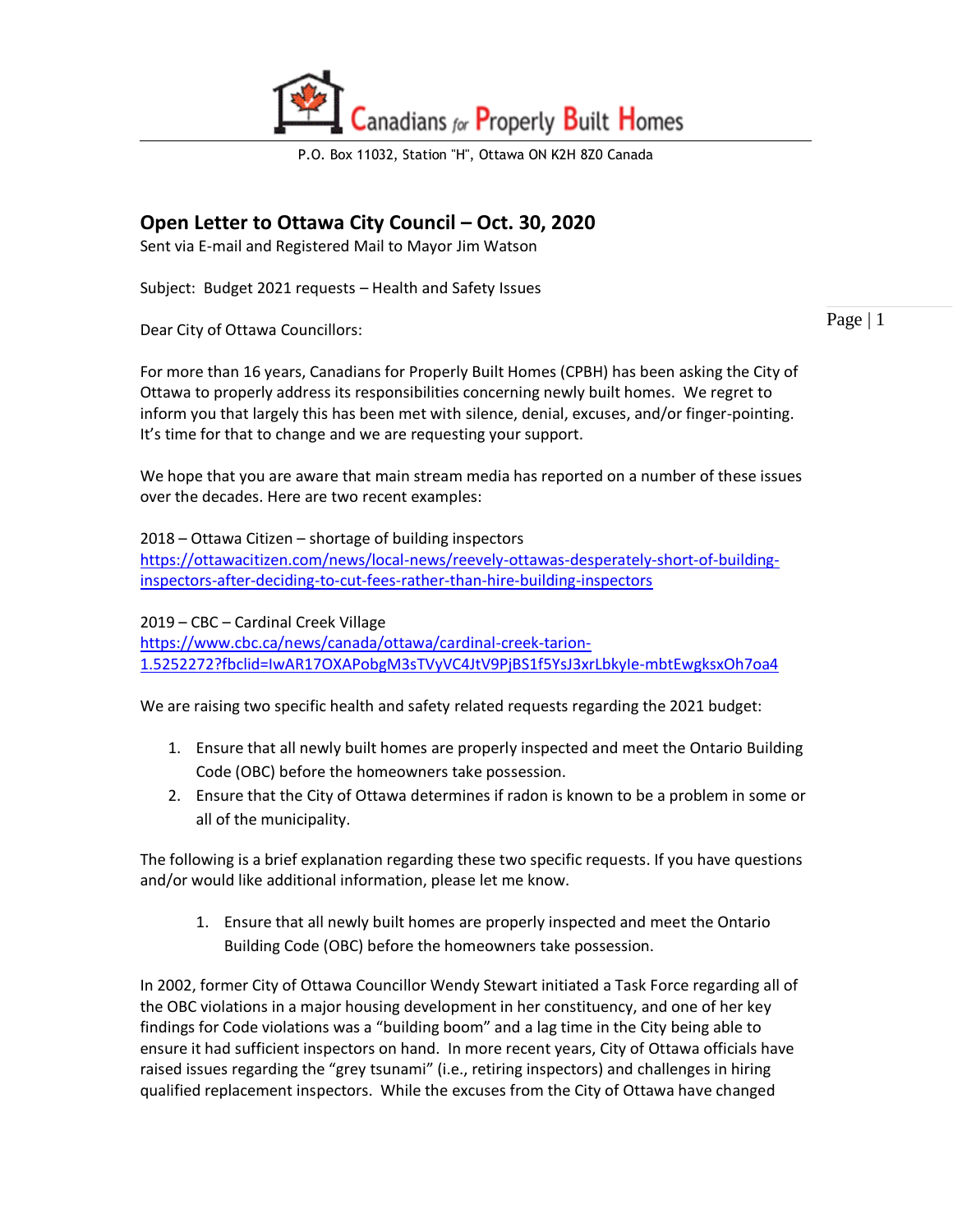Canadians for Properly Built Homes

P.O. Box 11032, Station "H", Ottawa ON K2H 8Z0 Canada

## Open Letter to Ottawa City Council – Oct. 30, 2020

Sent via E-mail and Registered Mail to Mayor Jim Watson

Subject: Budget 2021 requests – Health and Safety Issues

Dear City of Ottawa Councillors:

For more than 16 years, Canadians for Properly Built Homes (CPBH) has been asking the City of Ottawa to properly address its responsibilities concerning newly built homes. We regret to inform you that largely this has been met with silence, denial, excuses, and/or finger-pointing. It's time for that to change and we are requesting your support.

We hope that you are aware that main stream media has reported on a number of these issues over the decades. Here are two recent examples:

2018 – Ottawa Citizen – shortage of building inspectors
https://ottawacitizen.com/news/local-news/reevely-ottawas-desperately-short-of-building-inspectors-after-deciding-to-cut-fees-rather-than-hire-building-inspectors

2019 – CBC – Cardinal Creek Village
https://www.cbc.ca/news/canada/ottawa/cardinal-creek-tarion-1.5252272?fbclid=IwAR17OXAPobgM3sTVyVC4JtV9PjBS1f5YsJ3xrLbkyIe-mbtEwgksxOh7oa4

We are raising two specific health and safety related requests regarding the 2021 budget:

1. Ensure that all newly built homes are properly inspected and meet the Ontario Building Code (OBC) before the homeowners take possession.
2. Ensure that the City of Ottawa determines if radon is known to be a problem in some or all of the municipality.

The following is a brief explanation regarding these two specific requests. If you have questions and/or would like additional information, please let me know.

1. Ensure that all newly built homes are properly inspected and meet the Ontario Building Code (OBC) before the homeowners take possession.

In 2002, former City of Ottawa Councillor Wendy Stewart initiated a Task Force regarding all of the OBC violations in a major housing development in her constituency, and one of her key findings for Code violations was a "building boom" and a lag time in the City being able to ensure it had sufficient inspectors on hand. In more recent years, City of Ottawa officials have raised issues regarding the "grey tsunami" (i.e., retiring inspectors) and challenges in hiring qualified replacement inspectors. While the excuses from the City of Ottawa have changed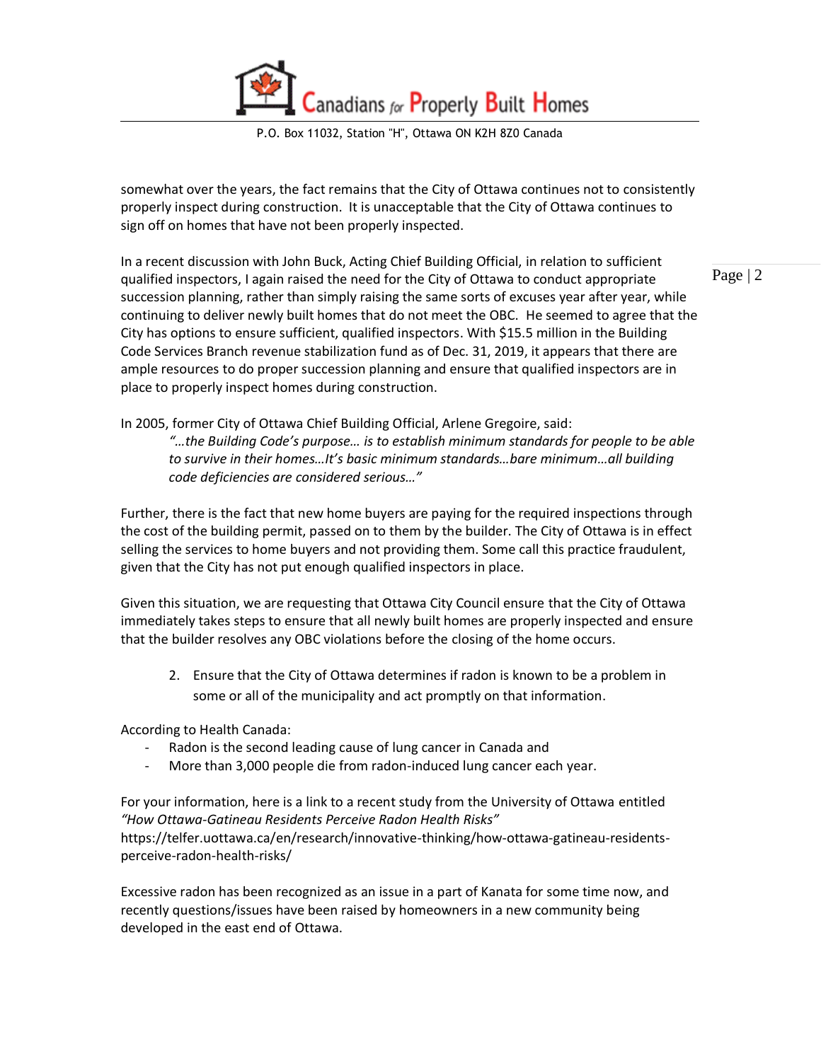somewhat over the years, the fact remains that the City of Ottawa continues not to consistently properly inspect during construction. It is unacceptable that the City of Ottawa continues to sign off on homes that have not been properly inspected.

In a recent discussion with John Buck, Acting Chief Building Official, in relation to sufficient qualified inspectors, I again raised the need for the City of Ottawa to conduct appropriate succession planning, rather than simply raising the same sorts of excuses year after year, while continuing to deliver newly built homes that do not meet the OBC. He seemed to agree that the City has options to ensure sufficient, qualified inspectors. With $15.5 million in the Building Code Services Branch revenue stabilization fund as of Dec. 31, 2019, it appears that there are ample resources to do proper succession planning and ensure that qualified inspectors are in place to properly inspect homes during construction.

In 2005, former City of Ottawa Chief Building Official, Arlene Gregoire, said:

> *"…the Building Code's purpose… is to establish minimum standards for people to be able to survive in their homes…It's basic minimum standards…bare minimum…all building code deficiencies are considered serious…"*

Further, there is the fact that new home buyers are paying for the required inspections through the cost of the building permit, passed on to them by the builder. The City of Ottawa is in effect selling the services to home buyers and not providing them. Some call this practice fraudulent, given that the City has not put enough qualified inspectors in place.

Given this situation, we are requesting that Ottawa City Council ensure that the City of Ottawa immediately takes steps to ensure that all newly built homes are properly inspected and ensure that the builder resolves any OBC violations before the closing of the home occurs.

2. Ensure that the City of Ottawa determines if radon is known to be a problem in some or all of the municipality and act promptly on that information.

According to Health Canada:

- Radon is the second leading cause of lung cancer in Canada and
- More than 3,000 people die from radon-induced lung cancer each year.

For your information, here is a link to a recent study from the University of Ottawa entitled *"How Ottawa-Gatineau Residents Perceive Radon Health Risks"*
https://telfer.uottawa.ca/en/research/innovative-thinking/how-ottawa-gatineau-residents-perceive-radon-health-risks/

Excessive radon has been recognized as an issue in a part of Kanata for some time now, and recently questions/issues have been raised by homeowners in a new community being developed in the east end of Ottawa.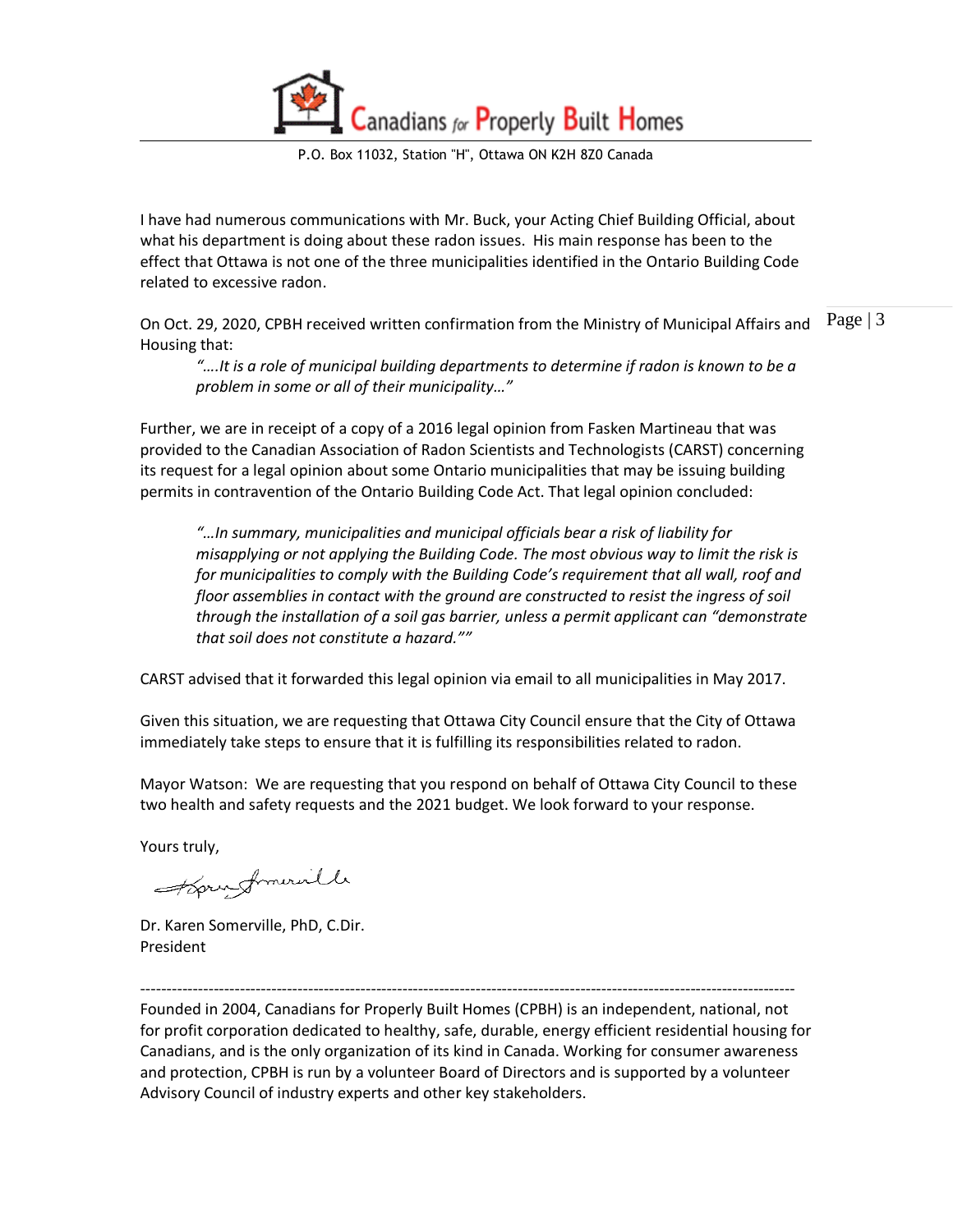Canadians *for* Properly Built Homes

P.O. Box 11032, Station "H", Ottawa ON K2H 8Z0 Canada

I have had numerous communications with Mr. Buck, your Acting Chief Building Official, about what his department is doing about these radon issues. His main response has been to the effect that Ottawa is not one of the three municipalities identified in the Ontario Building Code related to excessive radon.

On Oct. 29, 2020, CPBH received written confirmation from the Ministry of Municipal Affairs and Housing that:

> *"….It is a role of municipal building departments to determine if radon is known to be a problem in some or all of their municipality…"*

Further, we are in receipt of a copy of a 2016 legal opinion from Fasken Martineau that was provided to the Canadian Association of Radon Scientists and Technologists (CARST) concerning its request for a legal opinion about some Ontario municipalities that may be issuing building permits in contravention of the Ontario Building Code Act. That legal opinion concluded:

> *"…In summary, municipalities and municipal officials bear a risk of liability for misapplying or not applying the Building Code. The most obvious way to limit the risk is for municipalities to comply with the Building Code's requirement that all wall, roof and floor assemblies in contact with the ground are constructed to resist the ingress of soil through the installation of a soil gas barrier, unless a permit applicant can "demonstrate that soil does not constitute a hazard.""*

CARST advised that it forwarded this legal opinion via email to all municipalities in May 2017.

Given this situation, we are requesting that Ottawa City Council ensure that the City of Ottawa immediately take steps to ensure that it is fulfilling its responsibilities related to radon.

Mayor Watson: We are requesting that you respond on behalf of Ottawa City Council to these two health and safety requests and the 2021 budget. We look forward to your response.

Yours truly,

Dr. Karen Somerville, PhD, C.Dir.
President

---

Founded in 2004, Canadians for Properly Built Homes (CPBH) is an independent, national, not for profit corporation dedicated to healthy, safe, durable, energy efficient residential housing for Canadians, and is the only organization of its kind in Canada. Working for consumer awareness and protection, CPBH is run by a volunteer Board of Directors and is supported by a volunteer Advisory Council of industry experts and other key stakeholders.